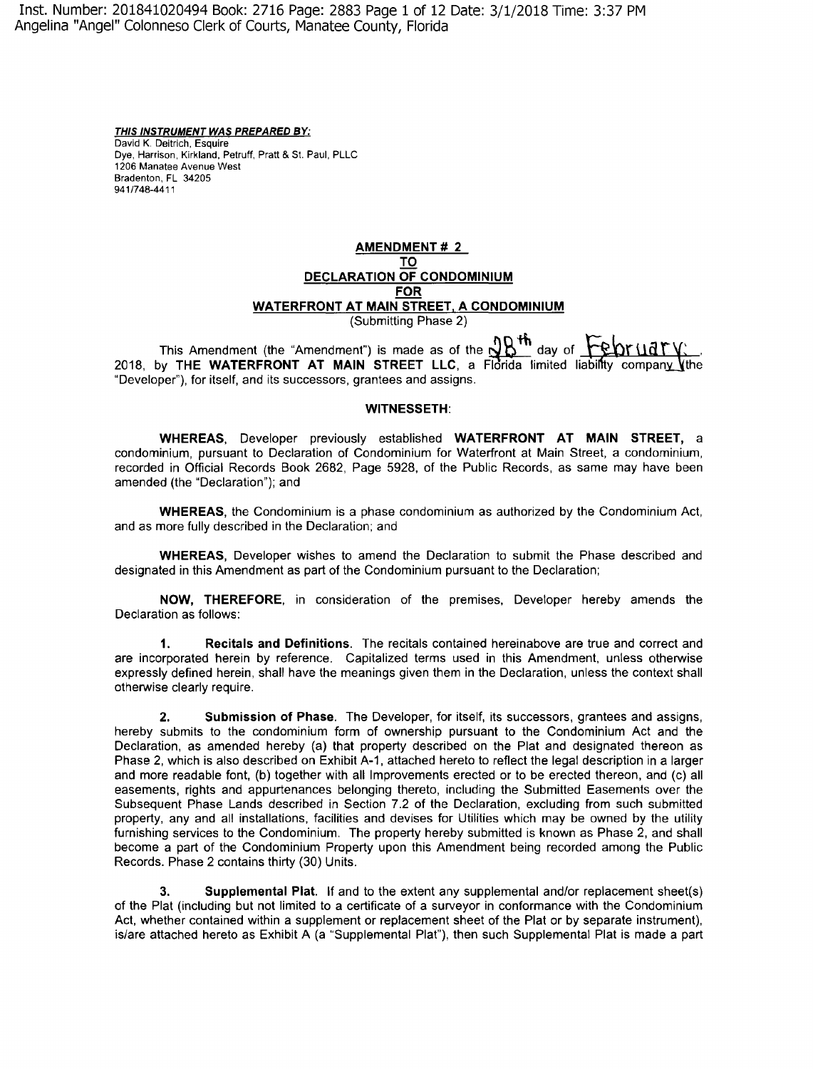Inst. Number: 201841020494 Book: 2716 Page: 2883 Page 1 of 12 Date: 3/1/2018 Time: 3:37 PM
Angelina "Angel" Colonneso Clerk of Courts, Manatee County, Florida

***THIS INSTRUMENT WAS PREPARED BY:***
David K. Deitrich, Esquire
Dye, Harrison, Kirkland, Petruff, Pratt & St. Paul, PLLC
1206 Manatee Avenue West
Bradenton, FL 34205
941/748-4411

**AMENDMENT # 2**
**TO**
**DECLARATION OF CONDOMINIUM**
**FOR**
**WATERFRONT AT MAIN STREET, A CONDOMINIUM**
(Submitting Phase 2)

This Amendment (the "Amendment") is made as of the 28th day of February, 2018, by **THE WATERFRONT AT MAIN STREET LLC**, a Florida limited liability company (the "Developer"), for itself, and its successors, grantees and assigns.

**WITNESSETH:**

**WHEREAS,** Developer previously established **WATERFRONT AT MAIN STREET,** a condominium, pursuant to Declaration of Condominium for Waterfront at Main Street, a condominium, recorded in Official Records Book 2682, Page 5928, of the Public Records, as same may have been amended (the "Declaration"); and

**WHEREAS,** the Condominium is a phase condominium as authorized by the Condominium Act, and as more fully described in the Declaration; and

**WHEREAS,** Developer wishes to amend the Declaration to submit the Phase described and designated in this Amendment as part of the Condominium pursuant to the Declaration;

**NOW, THEREFORE,** in consideration of the premises, Developer hereby amends the Declaration as follows:

**1. Recitals and Definitions**. The recitals contained hereinabove are true and correct and are incorporated herein by reference. Capitalized terms used in this Amendment, unless otherwise expressly defined herein, shall have the meanings given them in the Declaration, unless the context shall otherwise clearly require.

**2. Submission of Phase**. The Developer, for itself, its successors, grantees and assigns, hereby submits to the condominium form of ownership pursuant to the Condominium Act and the Declaration, as amended hereby (a) that property described on the Plat and designated thereon as Phase 2, which is also described on Exhibit A-1, attached hereto to reflect the legal description in a larger and more readable font, (b) together with all Improvements erected or to be erected thereon, and (c) all easements, rights and appurtenances belonging thereto, including the Submitted Easements over the Subsequent Phase Lands described in Section 7.2 of the Declaration, excluding from such submitted property, any and all installations, facilities and devises for Utilities which may be owned by the utility furnishing services to the Condominium. The property hereby submitted is known as Phase 2, and shall become a part of the Condominium Property upon this Amendment being recorded among the Public Records. Phase 2 contains thirty (30) Units.

**3. Supplemental Plat**. If and to the extent any supplemental and/or replacement sheet(s) of the Plat (including but not limited to a certificate of a surveyor in conformance with the Condominium Act, whether contained within a supplement or replacement sheet of the Plat or by separate instrument), is/are attached hereto as Exhibit A (a "Supplemental Plat"), then such Supplemental Plat is made a part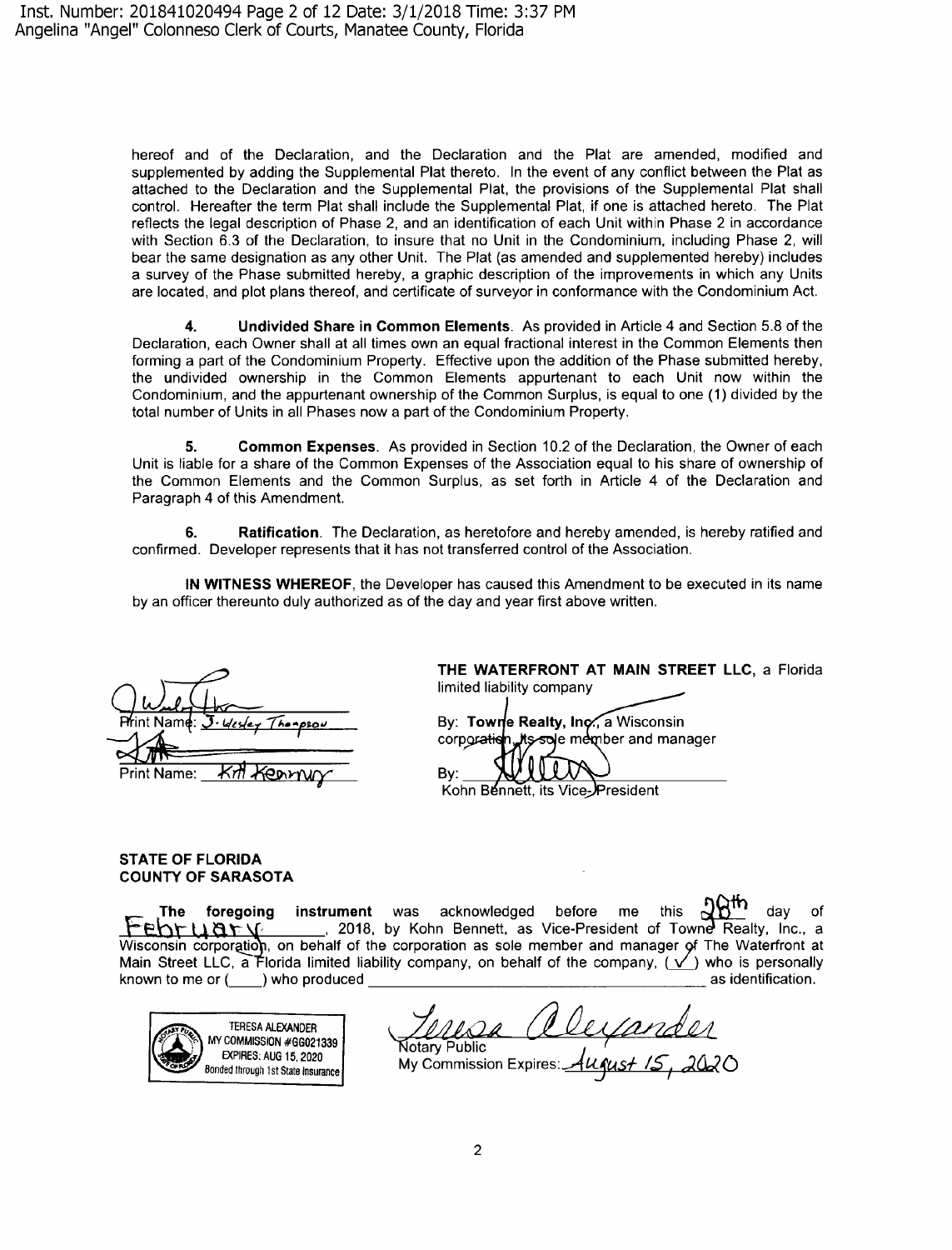hereof and of the Declaration, and the Declaration and the Plat are amended, modified and supplemented by adding the Supplemental Plat thereto. In the event of any conflict between the Plat as attached to the Declaration and the Supplemental Plat, the provisions of the Supplemental Plat shall control. Hereafter the term Plat shall include the Supplemental Plat, if one is attached hereto. The Plat reflects the legal description of Phase 2, and an identification of each Unit within Phase 2 in accordance with Section 6.3 of the Declaration, to insure that no Unit in the Condominium, including Phase 2, will bear the same designation as any other Unit. The Plat (as amended and supplemented hereby) includes a survey of the Phase submitted hereby, a graphic description of the improvements in which any Units are located, and plot plans thereof, and certificate of surveyor in conformance with the Condominium Act.

**4. Undivided Share in Common Elements**. As provided in Article 4 and Section 5.8 of the Declaration, each Owner shall at all times own an equal fractional interest in the Common Elements then forming a part of the Condominium Property. Effective upon the addition of the Phase submitted hereby, the undivided ownership in the Common Elements appurtenant to each Unit now within the Condominium, and the appurtenant ownership of the Common Surplus, is equal to one (1) divided by the total number of Units in all Phases now a part of the Condominium Property.

**5. Common Expenses**. As provided in Section 10.2 of the Declaration, the Owner of each Unit is liable for a share of the Common Expenses of the Association equal to his share of ownership of the Common Elements and the Common Surplus, as set forth in Article 4 of the Declaration and Paragraph 4 of this Amendment.

**6. Ratification**. The Declaration, as heretofore and hereby amended, is hereby ratified and confirmed. Developer represents that it has not transferred control of the Association.

**IN WITNESS WHEREOF**, the Developer has caused this Amendment to be executed in its name by an officer thereunto duly authorized as of the day and year first above written.

Print Name: J. Wesley Thompson

Print Name: Kit Kearney

**THE WATERFRONT AT MAIN STREET LLC**, a Florida limited liability company

By: **Towne Realty, Inc.**, a Wisconsin corporation, its sole member and manager

By: ______________________
Kohn Bennett, its Vice-President

**STATE OF FLORIDA**
**COUNTY OF SARASOTA**

**The foregoing instrument** was acknowledged before me this 28th day of February, 2018, by Kohn Bennett, as Vice-President of Towne Realty, Inc., a Wisconsin corporation, on behalf of the corporation as sole member and manager of The Waterfront at Main Street LLC, a Florida limited liability company, on behalf of the company, ( ✓ ) who is personally known to me or (____) who produced ______________________ as identification.

TERESA ALEXANDER
MY COMMISSION #GG021339
EXPIRES: AUG 15, 2020
Bonded through 1st State Insurance

Teresa Alexander
Notary Public
My Commission Expires: August 15, 2020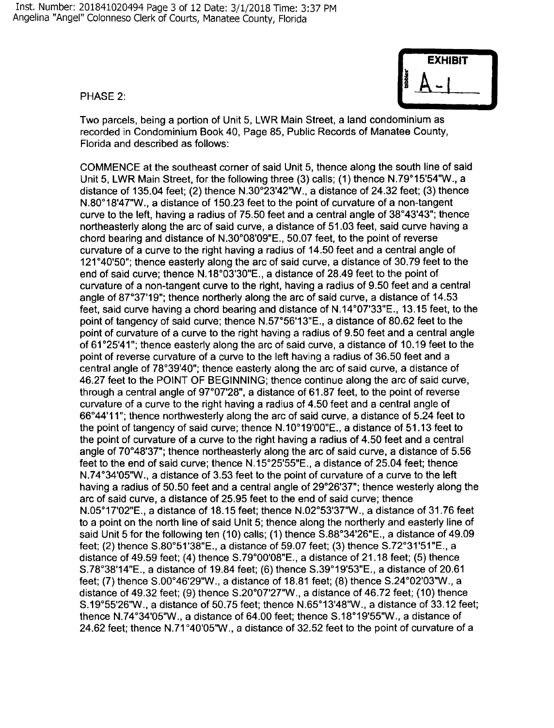EXHIBIT A-1

PHASE 2:

Two parcels, being a portion of Unit 5, LWR Main Street, a land condominium as recorded in Condominium Book 40, Page 85, Public Records of Manatee County, Florida and described as follows:

COMMENCE at the southeast corner of said Unit 5, thence along the south line of said Unit 5, LWR Main Street, for the following three (3) calls; (1) thence N.79°15'54"W., a distance of 135.04 feet; (2) thence N.30°23'42"W., a distance of 24.32 feet; (3) thence N.80°18'47"W., a distance of 150.23 feet to the point of curvature of a non-tangent curve to the left, having a radius of 75.50 feet and a central angle of 38°43'43"; thence northeasterly along the arc of said curve, a distance of 51.03 feet, said curve having a chord bearing and distance of N.30°08'09"E., 50.07 feet, to the point of reverse curvature of a curve to the right having a radius of 14.50 feet and a central angle of 121°40'50"; thence easterly along the arc of said curve, a distance of 30.79 feet to the end of said curve; thence N.18°03'30"E., a distance of 28.49 feet to the point of curvature of a non-tangent curve to the right, having a radius of 9.50 feet and a central angle of 87°37'19"; thence northerly along the arc of said curve, a distance of 14.53 feet, said curve having a chord bearing and distance of N.14°07'33"E., 13.15 feet, to the point of tangency of said curve; thence N.57°56'13"E., a distance of 80.62 feet to the point of curvature of a curve to the right having a radius of 9.50 feet and a central angle of 61°25'41"; thence easterly along the arc of said curve, a distance of 10.19 feet to the point of reverse curvature of a curve to the left having a radius of 36.50 feet and a central angle of 78°39'40"; thence easterly along the arc of said curve, a distance of 46.27 feet to the POINT OF BEGINNING; thence continue along the arc of said curve, through a central angle of 97°07'28", a distance of 61.87 feet, to the point of reverse curvature of a curve to the right having a radius of 4.50 feet and a central angle of 66°44'11"; thence northwesterly along the arc of said curve, a distance of 5.24 feet to the point of tangency of said curve; thence N.10°19'00"E., a distance of 51.13 feet to the point of curvature of a curve to the right having a radius of 4.50 feet and a central angle of 70°48'37"; thence northeasterly along the arc of said curve, a distance of 5.56 feet to the end of said curve; thence N.15°25'55"E., a distance of 25.04 feet; thence N.74°34'05"W., a distance of 3.53 feet to the point of curvature of a curve to the left having a radius of 50.50 feet and a central angle of 29°26'37"; thence westerly along the arc of said curve, a distance of 25.95 feet to the end of said curve; thence N.05°17'02"E., a distance of 18.15 feet; thence N.02°53'37"W., a distance of 31.76 feet to a point on the north line of said Unit 5; thence along the northerly and easterly line of said Unit 5 for the following ten (10) calls; (1) thence S.88°34'26"E., a distance of 49.09 feet; (2) thence S.80°51'38"E., a distance of 59.07 feet; (3) thence S.72°31'51"E., a distance of 49.59 feet; (4) thence S.79°00'08"E., a distance of 21.18 feet; (5) thence S.78°38'14"E., a distance of 19.84 feet; (6) thence S.39°19'53"E., a distance of 20.61 feet; (7) thence S.00°46'29"W., a distance of 18.81 feet; (8) thence S.24°02'03"W., a distance of 49.32 feet; (9) thence S.20°07'27"W., a distance of 46.72 feet; (10) thence S.19°55'26"W., a distance of 50.75 feet; thence N.65°13'48"W., a distance of 33.12 feet; thence N.74°34'05"W., a distance of 64.00 feet; thence S.18°19'55"W., a distance of 24.62 feet; thence N.71°40'05"W., a distance of 32.52 feet to the point of curvature of a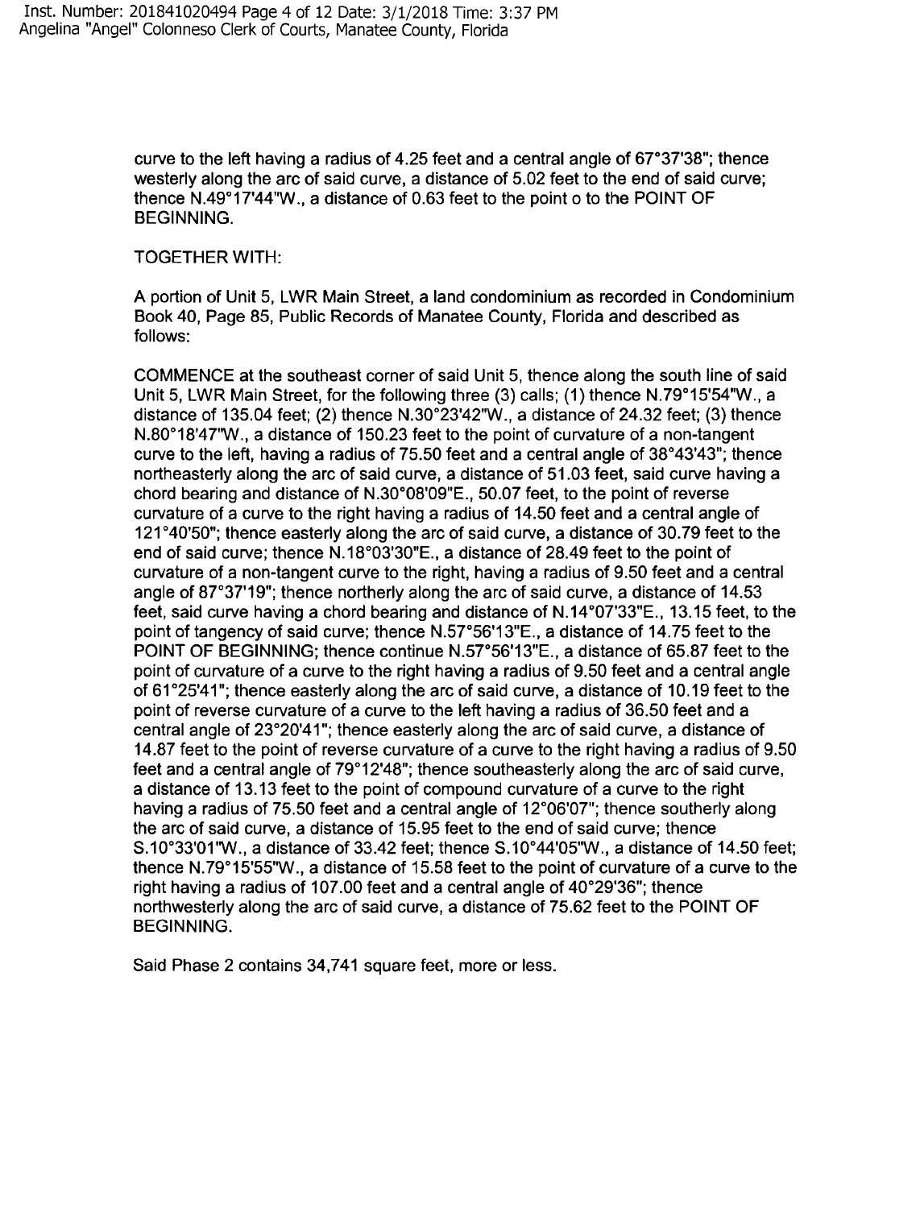curve to the left having a radius of 4.25 feet and a central angle of 67°37'38"; thence westerly along the arc of said curve, a distance of 5.02 feet to the end of said curve; thence N.49°17'44"W., a distance of 0.63 feet to the point o to the POINT OF BEGINNING.

TOGETHER WITH:

A portion of Unit 5, LWR Main Street, a land condominium as recorded in Condominium Book 40, Page 85, Public Records of Manatee County, Florida and described as follows:

COMMENCE at the southeast corner of said Unit 5, thence along the south line of said Unit 5, LWR Main Street, for the following three (3) calls; (1) thence N.79°15'54"W., a distance of 135.04 feet; (2) thence N.30°23'42"W., a distance of 24.32 feet; (3) thence N.80°18'47"W., a distance of 150.23 feet to the point of curvature of a non-tangent curve to the left, having a radius of 75.50 feet and a central angle of 38°43'43"; thence northeasterly along the arc of said curve, a distance of 51.03 feet, said curve having a chord bearing and distance of N.30°08'09"E., 50.07 feet, to the point of reverse curvature of a curve to the right having a radius of 14.50 feet and a central angle of 121°40'50"; thence easterly along the arc of said curve, a distance of 30.79 feet to the end of said curve; thence N.18°03'30"E., a distance of 28.49 feet to the point of curvature of a non-tangent curve to the right, having a radius of 9.50 feet and a central angle of 87°37'19"; thence northerly along the arc of said curve, a distance of 14.53 feet, said curve having a chord bearing and distance of N.14°07'33"E., 13.15 feet, to the point of tangency of said curve; thence N.57°56'13"E., a distance of 14.75 feet to the POINT OF BEGINNING; thence continue N.57°56'13"E., a distance of 65.87 feet to the point of curvature of a curve to the right having a radius of 9.50 feet and a central angle of 61°25'41"; thence easterly along the arc of said curve, a distance of 10.19 feet to the point of reverse curvature of a curve to the left having a radius of 36.50 feet and a central angle of 23°20'41"; thence easterly along the arc of said curve, a distance of 14.87 feet to the point of reverse curvature of a curve to the right having a radius of 9.50 feet and a central angle of 79°12'48"; thence southeasterly along the arc of said curve, a distance of 13.13 feet to the point of compound curvature of a curve to the right having a radius of 75.50 feet and a central angle of 12°06'07"; thence southerly along the arc of said curve, a distance of 15.95 feet to the end of said curve; thence S.10°33'01"W., a distance of 33.42 feet; thence S.10°44'05"W., a distance of 14.50 feet; thence N.79°15'55"W., a distance of 15.58 feet to the point of curvature of a curve to the right having a radius of 107.00 feet and a central angle of 40°29'36"; thence northwesterly along the arc of said curve, a distance of 75.62 feet to the POINT OF BEGINNING.

Said Phase 2 contains 34,741 square feet, more or less.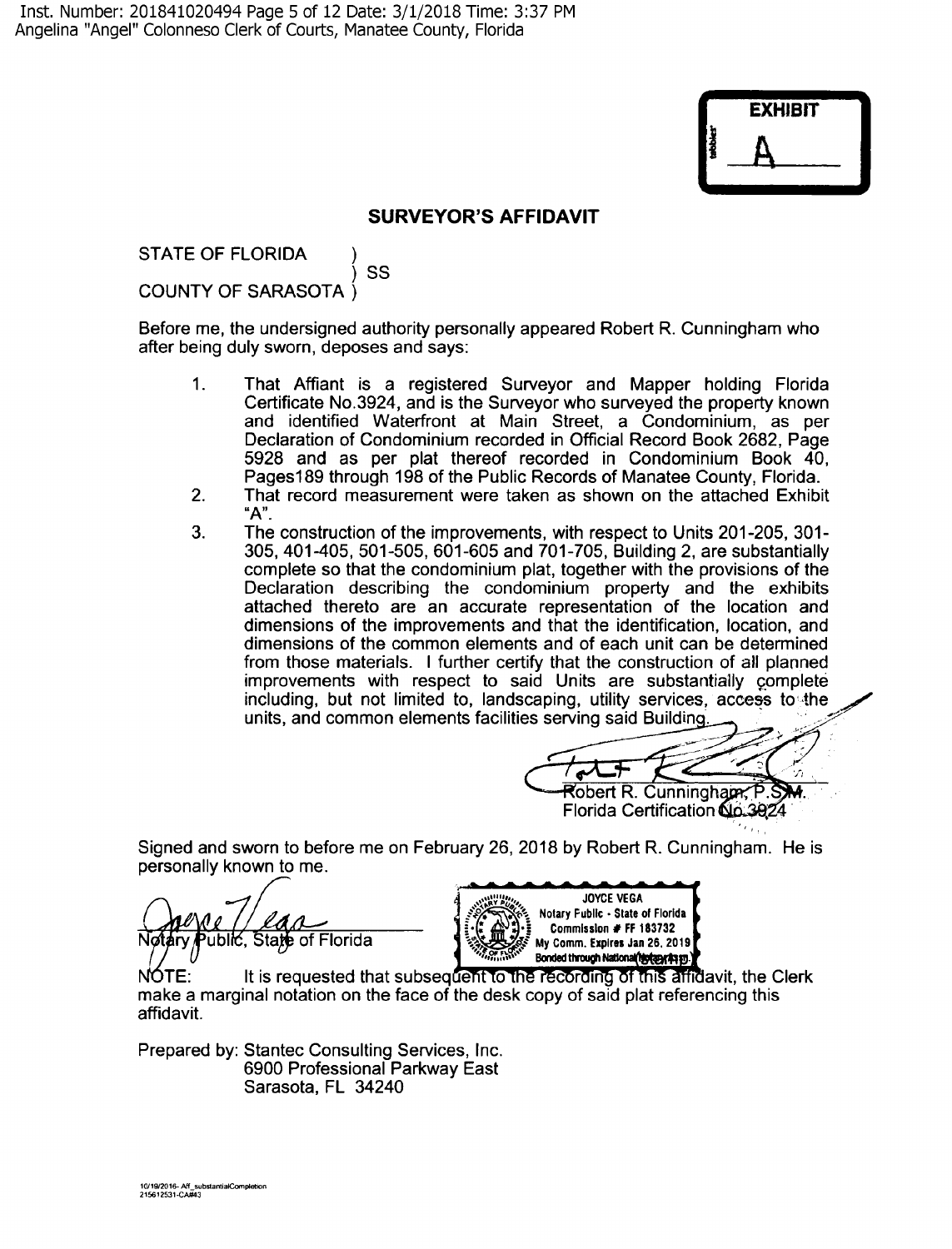EXHIBIT A

## SURVEYOR'S AFFIDAVIT

STATE OF FLORIDA )
) SS
COUNTY OF SARASOTA )

Before me, the undersigned authority personally appeared Robert R. Cunningham who after being duly sworn, deposes and says:

1. That Affiant is a registered Surveyor and Mapper holding Florida Certificate No.3924, and is the Surveyor who surveyed the property known and identified Waterfront at Main Street, a Condominium, as per Declaration of Condominium recorded in Official Record Book 2682, Page 5928 and as per plat thereof recorded in Condominium Book 40, Pages189 through 198 of the Public Records of Manatee County, Florida.
2. That record measurement were taken as shown on the attached Exhibit "A".
3. The construction of the improvements, with respect to Units 201-205, 301-305, 401-405, 501-505, 601-605 and 701-705, Building 2, are substantially complete so that the condominium plat, together with the provisions of the Declaration describing the condominium property and the exhibits attached thereto are an accurate representation of the location and dimensions of the improvements and that the identification, location, and dimensions of the common elements and of each unit can be determined from those materials. I further certify that the construction of all planned improvements with respect to said Units are substantially complete including, but not limited to, landscaping, utility services, access to the units, and common elements facilities serving said Building.

Robert R. Cunningham, P.S.M.
Florida Certification No.3924

Signed and sworn to before me on February 26, 2018 by Robert R. Cunningham. He is personally known to me.

Notary Public, State of Florida

JOYCE VEGA
Notary Public - State of Florida
Commission # FF 183732
My Comm. Expires Jan 26, 2019
Bonded through National Notary Assn.

NOTE: It is requested that subsequent to the recording of this affidavit, the Clerk make a marginal notation on the face of the desk copy of said plat referencing this affidavit.

Prepared by: Stantec Consulting Services, Inc.
6900 Professional Parkway East
Sarasota, FL 34240

10/19/2016- Aff_substantialCompletion
215612531-CA#43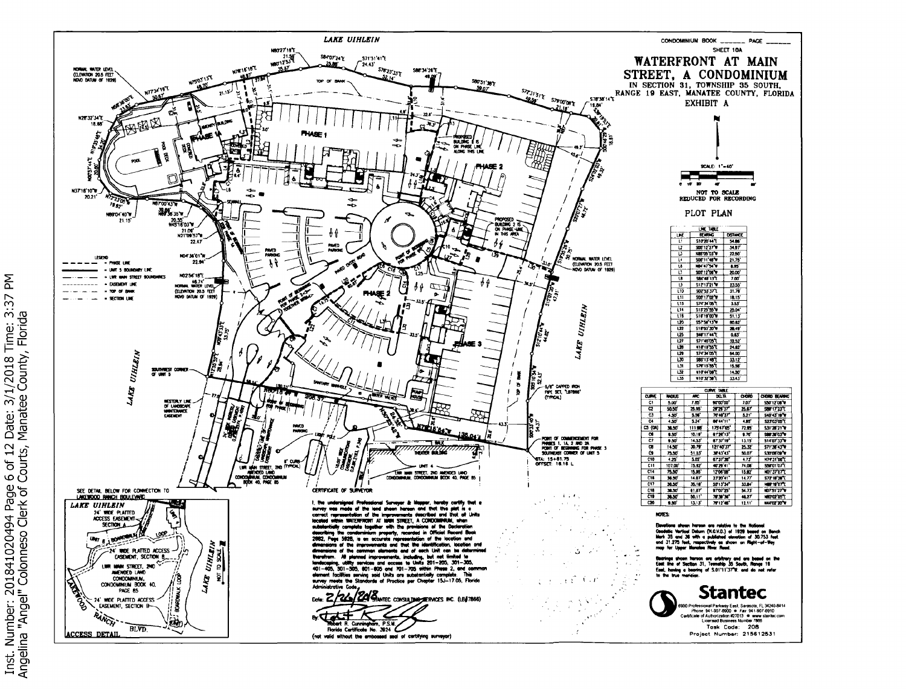CONDOMINIUM BOOK _______ PAGE _______

SHEET 10A

# WATERFRONT AT MAIN STREET, A CONDOMINIUM

IN SECTION 31, TOWNSHIP 35 SOUTH, RANGE 19 EAST, MANATEE COUNTY, FLORIDA

EXHIBIT A

SCALE: 1"=40'

NOT TO SCALE
REDUCED FOR RECORDING

## PLOT PLAN

| LINE TABLE | | |
|---|---|---|
| LINE | BEARING | DISTANCE |
| L1 | S10°20'44"E | 34.86' |
| L2 | S00°12'27"W | 34.97' |
| L3 | N85°05'03"W | 22.56' |
| L4 | S06°11'48"W | 21.75' |
| L6 | N84°47'54"W | 8.95' |
| L7 | S05°12'06"W | 20.00' |
| L8 | S84°48'13"E | 7.00' |
| L9 | S12°13'21"W | 23.55' |
| L10 | S02°53'37"E | 31.76' |
| L11 | S05°17'02"W | 18.15' |
| L13 | S74°34'05"E | 3.53' |
| L14 | S15°25'55"W | 25.04' |
| L15 | S16°19'00"W | 51.13' |
| L20 | S57°56'13"W | 60.62' |
| L22 | S18°03'20"W | 26.49' |
| L25 | S46°17'44"E | 0.83' |
| L27 | S71°40'05"E | 32.52' |
| L28 | N18°19'55"E | 24.82' |
| L29 | S74°34'05"E | 64.00' |
| L30 | S80°13'48"E | 33.12' |
| L31 | S76°15'55"E | 15.56' |
| L32 | N10°44'09"E | 14.30' |
| L33 | N10°32'38"E | 33.43' |

| CURVE TABLE | | | | | |
|---|---|---|---|---|---|
| CURVE | RADIUS | ARC | DELTA | CHORD | CHORD BEARING |
| C1 | 5.00' | 7.85' | 90°00'00" | 7.07' | S50°12'08"W |
| C2 | 50.50' | 25.95' | 29°26'37" | 25.67' | S69°17'23"E |
| C3 | 4.50' | 5.56' | 70°48'37" | 5.21' | S48°43'18"W |
| C4 | 4.50' | 5.24' | 66°44'11" | 4.95' | S27°03'05"E |
| C5 (OA) | 38.50' | 111.98' | 175°47'05" | 72.95' | S31°28'21"W |
| C6 | 9.50' | 10.19' | 61°26'13" | 9.70' | S89°39'03"W |
| C7 | 9.50' | 14.53' | 87°37'19" | 13.15' | S14°07'33"W |
| C8 | 14.50' | 30.79' | 121°40'37" | 25.32' | S71°39'43"W |
| C9 | 75.50' | 51.03' | 38°43'43" | 50.07' | S30°09'09"W |
| C10 | 4.25' | 5.02' | 67°37'38" | 4.73' | N74°31'06"E |
| C11 | 107.00' | 75.62' | 40°29'41" | 74.06' | S58°01'07"E |
| C14 | 75.50' | 15.95' | 12°06'08" | 15.92' | N01°37'07"E |
| C16 | 38.50' | 14.87' | 22°20'41" | 14.77' | S72°18'28"E |
| C17 | 38.50' | 35.18' | 55°13'34" | 33.84' | N66°18'07"E |
| C18 | 38.50' | 61.87' | 97°00'25" | 54.73' | N57°51'27"W |
| C19 | 38.50' | 50.11' | 76°39'38" | 46.27' | N60°02'05"E |
| C20 | 9.50' | 13.13' | 79°12'46" | 12.11' | N44°02'20"W |

LEGEND

- PHASE LINE
- UNIT 5 BOUNDARY LINE
- LWR MAIN STREET BOUNDARIES
- EASEMENT LINE
- TOP OF BANK
- SECTION LINE

LAKE UIHLEIN

NORMAL WATER LEVEL (ELEVATION 20.5 FEET NGVD DATUM OF 1929)

PHASE 1 · PHASE 1A · PHASE 2 · PHASE 3

PROPOSED BUILDING 1 IS ON PHASE LINE ALONG THIS LINE

PROPOSED BUILDING 2 IS ON PHASE LINE IN THIS AREA

POINT OF BEGINNING FOR PHASE 2

POINT OF BEGINNING FOR PHASE 3

POINT OF BEGINNING FOR PHASE 1

POINT OF COMMENCEMENT FOR PHASES 1, 1A, 2 AND 2A
POINT OF BEGINNING FOR PHASE 3
SOUTHEAST CORNER OF UNIT 5
STA: 15+81.75
OFFSET: 18.18 L

SOUTHWEST CORNER OF UNIT 5

WESTERLY LINE OF LANDSCAPE MAINTENANCE EASEMENT

5/8" CAPPED IRON PIPE SET, "LB7866" (TYPICAL)

UNIT 4

LWR MAIN STREET, 2ND AMENDED LAND CONDOMINIUM, CONDOMINIUM BOOK 40, PAGE 85

THEATER BUILDING

SEE DETAIL BELOW FOR CONNECTION TO LAKEWOOD RANCH BOULEVARD

**ACCESS DETAIL**

LAKE UIHLEIN
24' WIDE PLATTED ACCESS EASEMENT, SECTION A
UNIT 6 BOARDWALK LOOP
24' WIDE PLATTED ACCESS EASEMENT, SECTION B
LWR MAIN STREET, 2ND AMENDED LAND CONDOMINIUM, CONDOMINIUM BOOK 40, PAGE 85
24' WIDE PLATTED ACCESS EASEMENT, SECTION B
LAKEWOOD RANCH BLVD.
NOT TO SCALE

## CERTIFICATE OF SURVEYOR:

I, the undersigned Professional Surveyor & Mapper, hereby certify that a survey was made of the land shown hereon and that this plot is a correct representation of the improvements described and that all Units located within WATERFRONT AT MAIN STREET, A CONDOMINIUM, when substantially complete together with the provisions of the Declaration describing the condominium property, recorded in Official Record Book 2602, Page 3926, is an accurate representation of the location and dimensions of the improvements and that the identification, location and dimensions of the common elements and of each Unit can be determined therefrom. All planned improvements, including, but not limited to landscaping, utility services and access to Units 201-205, 301-305, 401-405, 501-505, 601-605 and 701-705 within Phase 2, and common element facilities serving said Units are substantially complete. This survey meets the Standards of Practice per Chapter 5J-17.05, Florida Administrative Code.

Date: 2/26/2018 STANTEC CONSULTING SERVICES INC. (LB/7866)

By: Robert R. Cunningham, P.S.M.
Florida Certificate No. 3924
(not valid without the embossed seal of certifying surveyor)

NOTES:

Elevations shown hereon are relative to the National Geodetic Vertical Datum (N.G.V.D.) of 1929 based on Bench Mark 35 and 36 with a published elevation of 30.753 feet and 31.275 feet, respectively as shown on Right-of-Way map for Upper Manatee River Road.

Bearings shown hereon are arbitrary and are based on the East line of Section 31, Township 35 South, Range 19 East, having a bearing of S.01°11'37"W. and do not refer to the true meridian.

**Stantec**
6900 Professional Parkway East, Sarasota, FL 34240-8414
Phone 941-907-6900 • Fax 941-907-6910
Certificate of Authorization #27013 • www.stantec.com
Licensed Business Number 7866
Task Code: 208
Project Number: 215612531

Inst. Number: 201841020494 Page 6 of 12 Date: 3/1/2018 Time: 3:37 PM
Angelina "Angel" Colonneso Clerk of Courts, Manatee County, Florida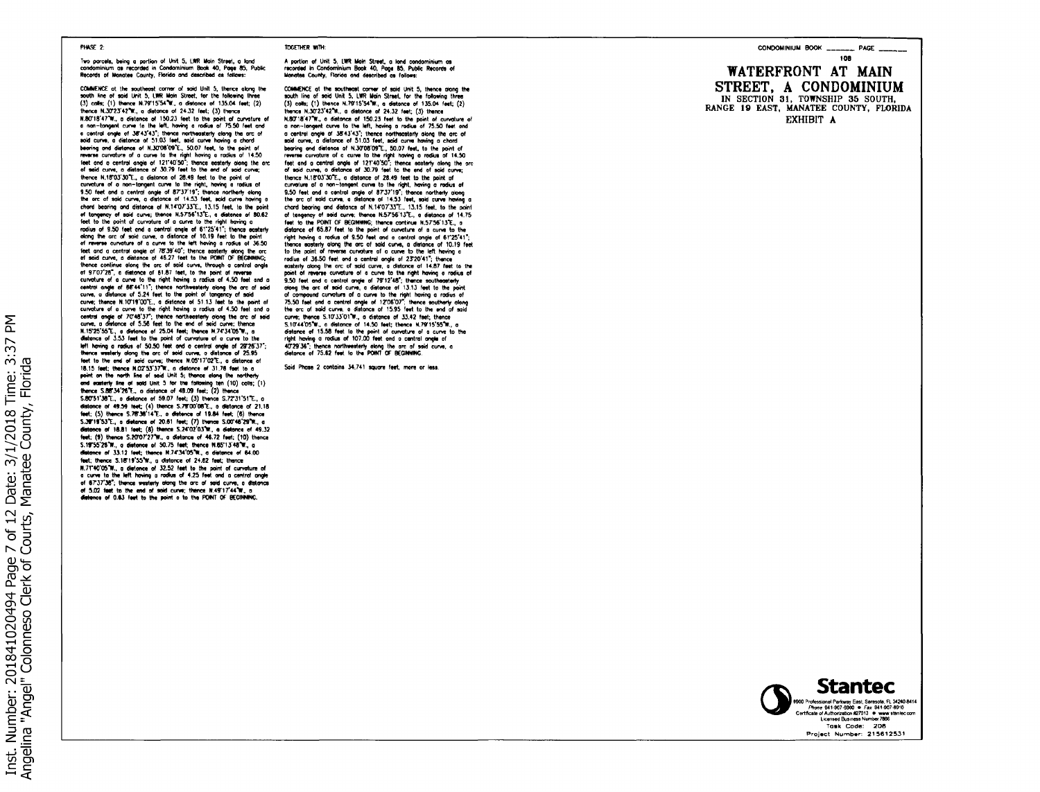CONDOMINIUM BOOK ______ PAGE ______

108

# WATERFRONT AT MAIN STREET, A CONDOMINIUM

IN SECTION 31, TOWNSHIP 35 SOUTH, RANGE 19 EAST, MANATEE COUNTY, FLORIDA

EXHIBIT A

PHASE 2:

Two parcels, being a portion of Unit 5, LWR Main Street, a land condominium as recorded in Condominium Book 40, Page 85, Public Records of Manatee County, Florida and described as follows:

COMMENCE at the southeast corner of said Unit 5, thence along the south line of said Unit 5, LWR Main Street, for the following three (3) calls; (1) thence N.79°15'54"W., a distance of 135.04 feet; (2) thence N.30°23'42"W., a distance of 24.32 feet; (3) thence N.80°18'47"W., a distance of 150.23 feet to the point of curvature of a non-tangent curve to the left, having a radius of 75.50 feet and a central angle of 38°43'43"; thence northeasterly along the arc of said curve, a distance of 51.03 feet, said curve having a chord bearing and distance of N.30°08'09"E., 50.07 feet, to the point of reverse curvature of a curve to the right having a radius of 14.50 feet and a central angle of 121°40'50"; thence easterly along the arc of said curve, a distance of 30.79 feet to the end of said curve; thence N.18°03'30"E., a distance of 28.49 feet to the point of curvature of a non-tangent curve to the right, having a radius of 9.50 feet and a central angle of 87°37'19"; thence northerly along the arc of said curve, a distance of 14.53 feet, said curve having a chord bearing and distance of N.14°07'33"E., 13.15 feet, to the point of tangency of said curve; thence N.57°56'13"E., a distance of 80.62 feet to the point of curvature of a curve to the right having a radius of 9.50 feet and a central angle of 61°25'41"; thence easterly along the arc of said curve, a distance of 10.19 feet to the point of reverse curvature of a curve to the left having a radius of 36.50 feet and a central angle of 78°39'40"; thence easterly along the arc of said curve, a distance of 48.27 feet to the POINT OF BEGINNING; thence continue along the arc of said curve, through a central angle of 97°07'28", a distance of 61.87 feet, to the point of reverse curvature of a curve to the right having a radius of 4.50 feet and a central angle of 66°44'11"; thence northwesterly along the arc of said curve, a distance of 5.24 feet to the point of tangency of said curve; thence N.10°18'00"E., a distance of 51.13 feet to the point of curvature of a curve to the right having a radius of 4.50 feet and a central angle of 70°48'37"; thence northeasterly along the arc of said curve, a distance of 5.56 feet to the end of said curve; thence N.15°25'55"E., a distance of 25.04 feet; thence N.74°34'05"W., a distance of 3.53 feet to the point of curvature of a curve to the left having a radius of 50.50 feet and a central angle of 29°26'37"; thence westerly along the arc of said curve, a distance of 25.95 feet to the end of said curve; thence N.05°17'02"E., a distance of 18.15 feet; thence N.02°53'37"W., a distance of 31.78 feet to a point on the north line of said Unit 5; thence along the northerly and easterly line of said Unit 5 for the following ten (10) calls; (1) thence S.88°34'26"E., a distance of 48.09 feet; (2) thence S.80°51'38"E., a distance of 59.07 feet; (3) thence S.72°31'51"E., a distance of 49.59 feet; (4) thence S.79°00'06"E., a distance of 21.18 feet; (5) thence S.78°38'14"E., a distance of 19.84 feet; (6) thence S.39°19'53"E., a distance of 20.61 feet; (7) thence S.00°46'29"W., a distance of 18.81 feet; (8) thence S.24°02'03"W., a distance of 49.32 feet; (9) thence S.20°07'27"W., a distance of 46.72 feet; (10) thence S.19°55'26"W., a distance of 50.75 feet; thence N.65°13'48"W., a distance of 33.12 feet; thence N.74°34'05"W., a distance of 64.00 feet; thence S.18°19'55"W., a distance of 24.62 feet; thence N.71°40'05"W., a distance of 32.52 feet to the point of curvature of a curve to the left having a radius of 4.25 feet and a central angle of 67°37'38"; thence westerly along the arc of said curve, a distance of 5.02 feet to the end of said curve; thence N.49°17'44"W., a distance of 0.63 feet to the point o to the POINT OF BEGINNING.

TOGETHER WITH:

A portion of Unit 5, LWR Main Street, a land condominium as recorded in Condominium Book 40, Page 85, Public Records of Manatee County, Florida and described as follows:

COMMENCE at the southeast corner of said Unit 5, thence along the south line of said Unit 5, LWR Main Street, for the following three (3) calls; (1) thence N.79°15'54"W., a distance of 135.04 feet; (2) thence N.30°23'42"W., a distance of 24.32 feet; (3) thence N.80°18'47"W., a distance of 150.23 feet to the point of curvature of a non-tangent curve to the left, having a radius of 75.50 feet and a central angle of 38°43'43"; thence northeasterly along the arc of said curve, a distance of 51.03 feet, said curve having a chord bearing and distance of N.30°08'09"E., 50.07 feet, to the point of reverse curvature of a curve to the right having a radius of 14.50 feet and a central angle of 121°40'50"; thence easterly along the arc of said curve, a distance of 30.79 feet to the end of said curve; thence N.18°03'30"E., a distance of 28.49 feet to the point of curvature of a non-tangent curve to the right, having a radius of 9.50 feet and a central angle of 87°37'19"; thence northerly along the arc of said curve, a distance of 14.53 feet, said curve having a chord bearing and distance of N.14°07'33"E., 13.15 feet, to the point of tangency of said curve; thence N.57°56'13"E., a distance of 14.75 feet to the POINT OF BEGINNING; thence continue N.57°56'13"E., a distance of 65.87 feet to the point of curvature of a curve to the right having a radius of 9.50 feet and a central angle of 61°25'41"; thence easterly along the arc of said curve, a distance of 10.19 feet to the point of reverse curvature of a curve to the left having a radius of 36.50 feet and a central angle of 23°20'41"; thence easterly along the arc of said curve, a distance of 14.87 feet to the point of reverse curvature of a curve to the right having a radius of 9.50 feet and a central angle of 79°12'48"; thence southeasterly along the arc of said curve, a distance of 13.13 feet to the point of compound curvature of a curve to the right having a radius of 75.50 feet and a central angle of 12°06'07"; thence southerly along the arc of said curve, a distance of 15.95 feet to the end of said curve; thence S.10°33'01"W., a distance of 33.42 feet; thence S.10°44'05"W., a distance of 14.50 feet; thence N.79°15'55"W., a distance of 15.58 feet to the point of curvature of a curve to the right having a radius of 107.00 feet and a central angle of 40°29'36"; thence northwesterly along the arc of said curve, a distance of 75.62 feet to the POINT OF BEGINNING.

Said Phase 2 contains 34,741 square feet, more or less.

**Stantec**

6900 Professional Parkway East, Sarasota, FL 34240-8414
Phone 941-907-6900 • Fax 941-907-6910
Certificate of Authorization #27013 • www.stantec.com
Licensed Business Number 7866

Task Code: 208
Project Number: 215612531

Inst. Number: 201841020494 Page 7 of 12 Date: 3/1/2018 Time: 3:37 PM
Angelina "Angel" Colonneso Clerk of Courts, Manatee County, Florida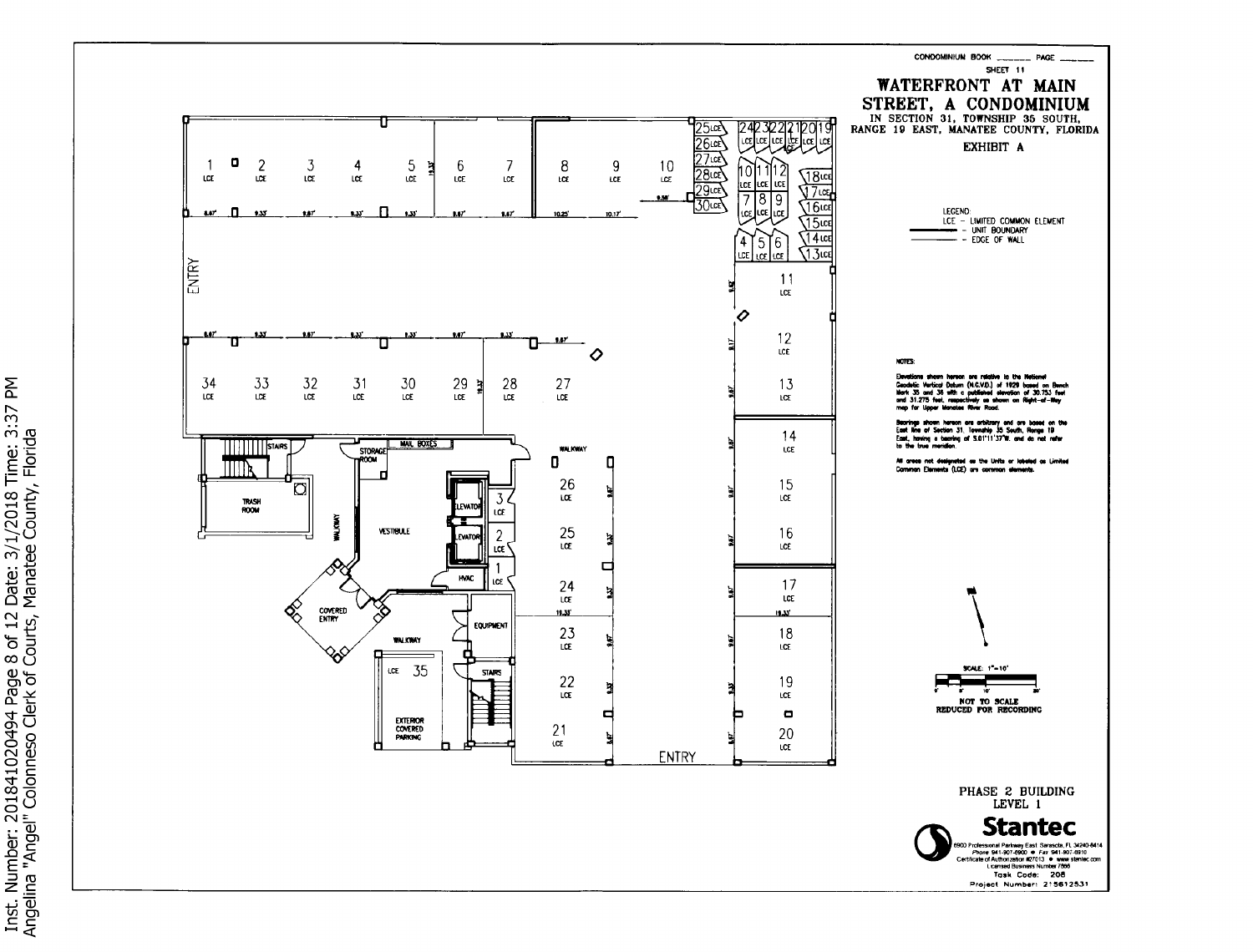CONDOMINIUM BOOK ______ PAGE ______

SHEET 11

# WATERFRONT AT MAIN STREET, A CONDOMINIUM

IN SECTION 31, TOWNSHIP 35 SOUTH, RANGE 19 EAST, MANATEE COUNTY, FLORIDA

EXHIBIT A

LEGEND:
LCE - LIMITED COMMON ELEMENT
— UNIT BOUNDARY
— EDGE OF WALL

NOTES:

Elevations shown hereon are relative to the National Geodetic Vertical Datum (N.G.V.D.) of 1929 based on Bench Mark 35 and 36 with a published elevation of 30.753 feet and 31.275 feet, respectively as shown on Right-of-Way map for Upper Manatee River Road.

Bearings shown hereon are arbitrary and are based on the East line of Section 31, Township 35 South, Range 19 East, having a bearing of S.01°11'37"W. and do not refer to the true meridian.

All areas not designated as the Units or labeled as Limited Common Elements (LCE) are common elements.

SCALE: 1"=10'

NOT TO SCALE
REDUCED FOR RECORDING

ENTRY

1 LCE, 2 LCE, 3 LCE, 4 LCE, 5 LCE, 6 LCE, 7 LCE, 8 LCE, 9 LCE, 10 LCE

25 LCE, 26 LCE, 27 LCE, 28 LCE, 29 LCE, 30 LCE

24 LCE, 23 LCE, 22 LCE, 21 LCE, 20 LCE, 19 LCE

10 LCE, 11 LCE, 12 LCE, 7 LCE, 8 LCE, 9 LCE, 4 LCE, 5 LCE, 6 LCE

18 LCE, 17 LCE, 16 LCE, 15 LCE, 14 LCE, 13 LCE

34 LCE, 33 LCE, 32 LCE, 31 LCE, 30 LCE, 29 LCE, 28 LCE, 27 LCE

11 LCE, 12 LCE, 13 LCE, 14 LCE, 15 LCE, 16 LCE, 17 LCE, 18 LCE, 19 LCE, 20 LCE

26 LCE, 25 LCE, 24 LCE, 23 LCE, 22 LCE, 21 LCE

3 LCE, 2 LCE, 1 LCE

LCE 35

STAIRS, TRASH ROOM, STORAGE ROOM, MAIL BOXES, WALKWAY, VESTIBULE, ELEVATOR, ELEVATOR, HVAC, COVERED ENTRY, WALKWAY, EQUIPMENT, STAIRS, EXTERIOR COVERED PARKING, WALKWAY, ENTRY

8.67' 9.33' 9.67' 9.33' 9.33' 9.67' 9.67' 10.25' 10.17' 9.58' 10.33' 19.33'

PHASE 2 BUILDING
LEVEL 1

Stantec

6900 Professional Parkway East Sarasota, FL 34240-8414
Phone 941-907-6900 • Fax 941-907-6910
Certificate of Authorization #27013 • www.stantec.com
Licensed Business Number 7866

Task Code: 208
Project Number: 215612531

Inst. Number: 201841020494 Page 8 of 12 Date: 3/1/2018 Time: 3:37 PM
Angelina "Angel" Colonneso Clerk of Courts, Manatee County, Florida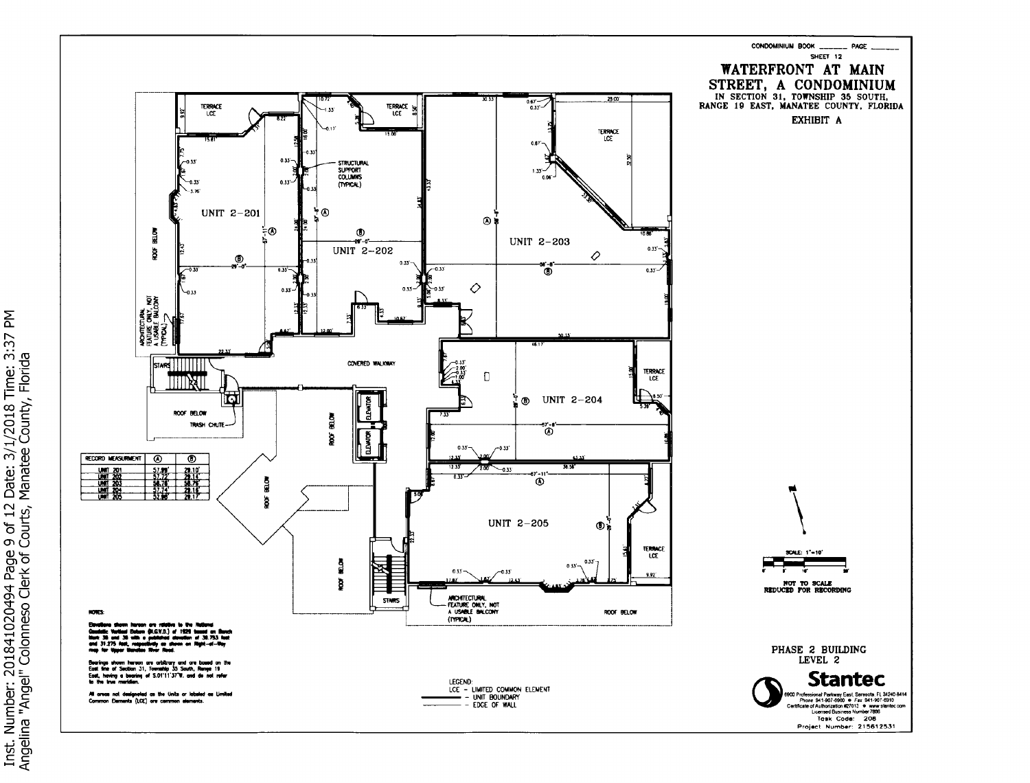CONDOMINIUM BOOK _______ PAGE _______

SHEET 12

# WATERFRONT AT MAIN STREET, A CONDOMINIUM

IN SECTION 31, TOWNSHIP 35 SOUTH, RANGE 19 EAST, MANATEE COUNTY, FLORIDA

EXHIBIT A

UNIT 2-201

UNIT 2-202

UNIT 2-203

UNIT 2-204

UNIT 2-205

TERRACE LCE

STRUCTURAL SUPPORT COLUMNS (TYPICAL)

ROOF BELOW

ARCHITECTURAL FEATURE ONLY, NOT A USABLE BALCONY (TYPICAL)

STAIRS

COVERED WALKWAY

TRASH CHUTE

ELEVATOR

ELEVATOR

| RECORD MEASUREMENT | Ⓐ | Ⓑ |
|---|---|---|
| UNIT 201 | 57.89' | 29.10' |
| UNIT 202 | 57.72' | 29.14' |
| UNIT 203 | 58.78' | 58.76' |
| UNIT 204 | 57.74' | 29.16' |
| UNIT 205 | 57.98' | 29.17' |

NOTES:

Elevations shown hereon are relative to the National Geodetic Vertical Datum (N.G.V.D.) of 1929 based on Bench Mark 38 and 38 with a published elevation of 30.753 feet and 31.275 feet, respectively as shown on Right-of-Way map for Upper Manatee River Road.

Bearings shown hereon are arbitrary and are based on the East line of Section 31, Township 35 South, Range 19 East, having a bearing of S.01°11'37"W. and do not refer to the true meridian.

All areas not designated as the Units or labeled as Limited Common Elements (LCE) are common elements.

LEGEND:
LCE - LIMITED COMMON ELEMENT
— UNIT BOUNDARY
— EDGE OF WALL

SCALE: 1"=10'

NOT TO SCALE
REDUCED FOR RECORDING

PHASE 2 BUILDING
LEVEL 2

Stantec

6900 Professional Parkway East, Sarasota, FL 34240-8414
Phone 941-907-6900 • Fax 941-907-6910
Certificate of Authorization #27013 • www.stantec.com
Licensed Business Number 7866

Task Code: 208
Project Number: 215612531

Inst. Number: 201841020494 Page 9 of 12 Date: 3/1/2018 Time: 3:37 PM
Angelina "Angel" Colonneso Clerk of Courts, Manatee County, Florida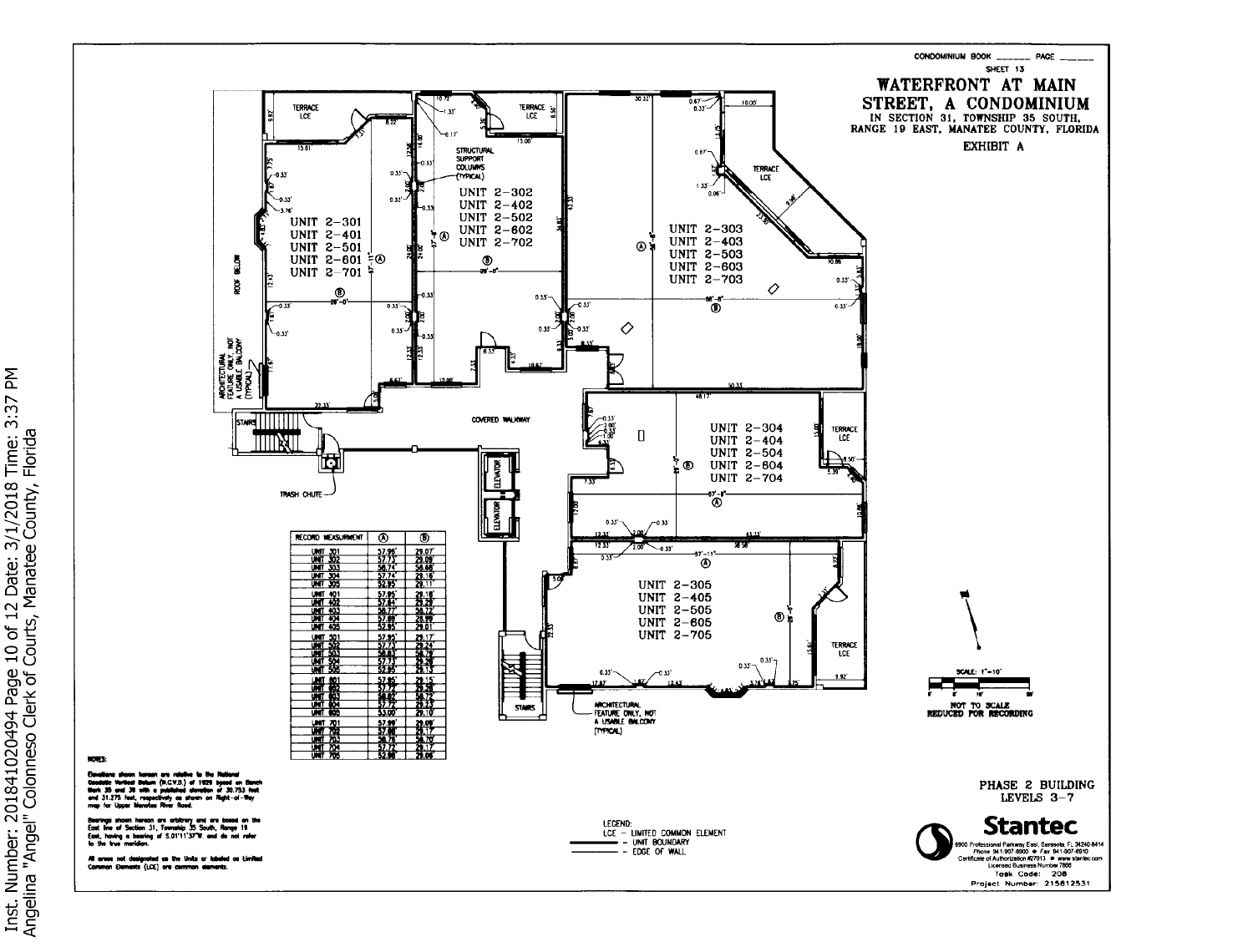CONDOMINIUM BOOK ______ PAGE ______

SHEET 13

# WATERFRONT AT MAIN STREET, A CONDOMINIUM

IN SECTION 31, TOWNSHIP 35 SOUTH, RANGE 19 EAST, MANATEE COUNTY, FLORIDA

EXHIBIT A

| RECORD MEASUREMENT | Ⓐ | Ⓑ |
|---|---|---|
| UNIT 301 | 57.96' | 29.07' |
| UNIT 302 | 57.73' | 29.09' |
| UNIT 303 | 58.74' | 58.68' |
| UNIT 304 | 57.74' | 29.16' |
| UNIT 305 | 52.95' | 29.11' |
| UNIT 401 | 57.95' | 29.18' |
| UNIT 402 | 57.64' | 29.29' |
| UNIT 403 | 58.77' | 58.72' |
| UNIT 404 | 57.69' | 28.99' |
| UNIT 405 | 52.95' | 29.01' |
| UNIT 501 | 57.95' | 29.17' |
| UNIT 502 | 57.73' | 29.24' |
| UNIT 503 | 58.83' | 58.78' |
| UNIT 504 | 57.73' | 29.26' |
| UNIT 505 | 52.95' | 29.13' |
| UNIT 601 | 57.95' | 29.15' |
| UNIT 602 | 57.72' | 29.28' |
| UNIT 603 | 58.82' | 58.72' |
| UNIT 604 | 57.72' | 29.23' |
| UNIT 605 | 53.00' | 29.10' |
| UNIT 701 | 57.99' | 29.09' |
| UNIT 702 | 57.68' | 29.17' |
| UNIT 703 | 58.76' | 58.70' |
| UNIT 704 | 57.72' | 29.17' |
| UNIT 705 | 52.98' | 29.06' |

UNIT 2-301
UNIT 2-401
UNIT 2-501
UNIT 2-601
UNIT 2-701

UNIT 2-302
UNIT 2-402
UNIT 2-502
UNIT 2-602
UNIT 2-702

UNIT 2-303
UNIT 2-403
UNIT 2-503
UNIT 2-603
UNIT 2-703

UNIT 2-304
UNIT 2-404
UNIT 2-504
UNIT 2-604
UNIT 2-704

UNIT 2-305
UNIT 2-405
UNIT 2-505
UNIT 2-605
UNIT 2-705

TERRACE LCE

STRUCTURAL SUPPORT COLUMNS (TYPICAL)

ROOF BELOW

ARCHITECTURAL FEATURE ONLY, NOT A USABLE BALCONY (TYPICAL)

STAIRS

TRASH CHUTE

COVERED WALKWAY

ELEVATOR

ELEVATOR

SCALE: 1"=10'

NOT TO SCALE
REDUCED FOR RECORDING

**NOTES:**

Elevations shown hereon are relative to the National Geodetic Vertical Datum (N.G.V.D.) of 1929 based on Bench Mark 35 and 38 with a published elevation of 30.753 feet and 31.275 feet, respectively as shown on Right-of-Way map for Upper Manatee River Road.

Bearings shown hereon are arbitrary and are based on the East line of Section 31, Township 35 South, Range 19 East, having a bearing of S.01°11'37"W. and do not refer to the true meridian.

All areas not designated as the Units or labeled as Limited Common Elements (LCE) are common elements.

LEGEND:
LCE – LIMITED COMMON ELEMENT
– UNIT BOUNDARY
– EDGE OF WALL

PHASE 2 BUILDING
LEVELS 3-7

Stantec

6900 Professional Parkway East, Sarasota, FL 34240-8414
Phone 941-907-6900 • Fax 941-907-6910
Certificate of Authorization #27013 • www.stantec.com
Licensed Business Number 7866

Task Code: 208
Project Number: 215612531

Inst. Number: 201841020494 Page 10 of 12 Date: 3/1/2018 Time: 3:37 PM
Angelina "Angel" Colonneso Clerk of Courts, Manatee County, Florida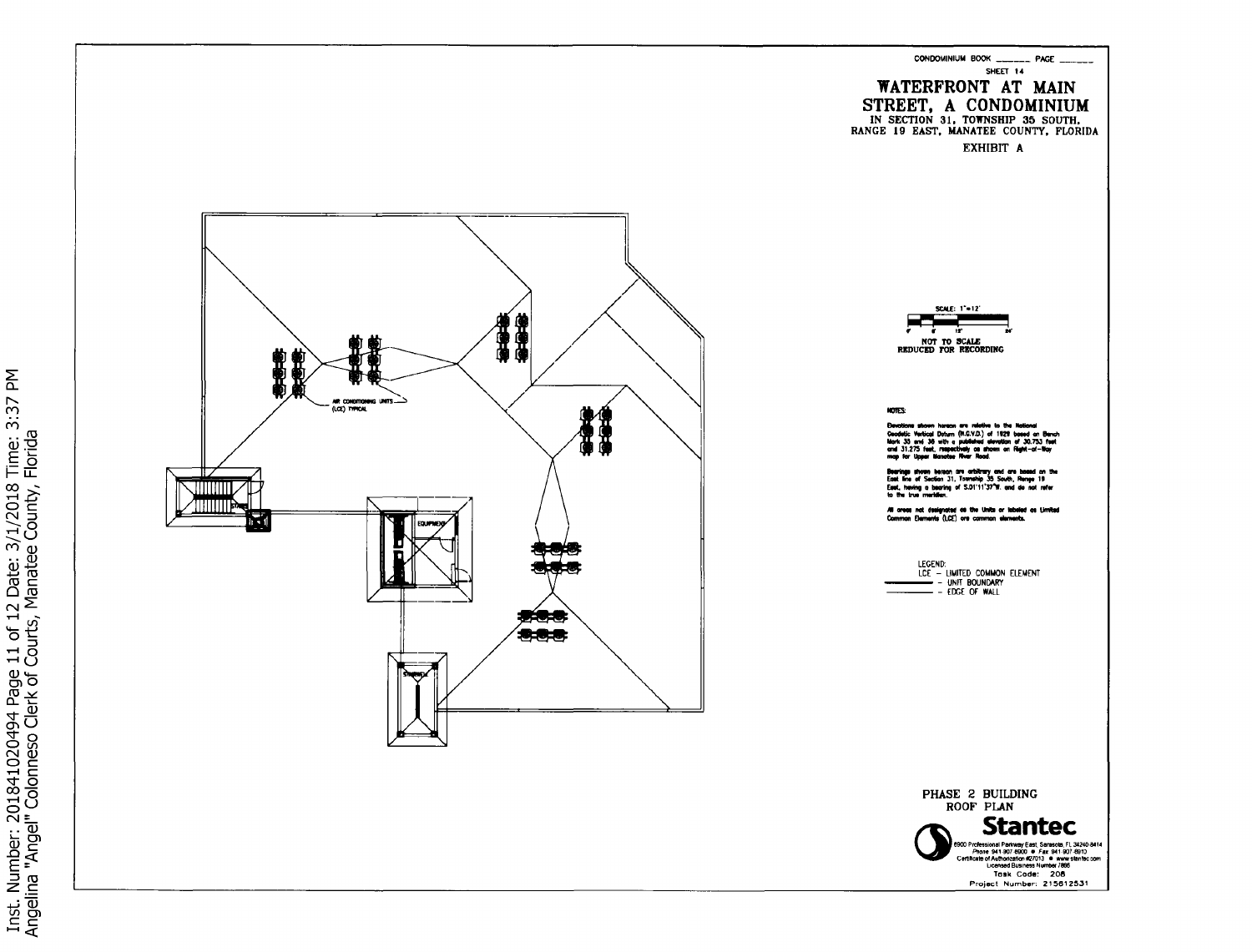CONDOMINIUM BOOK ______ PAGE ______

SHEET 14

# WATERFRONT AT MAIN STREET, A CONDOMINIUM

IN SECTION 31, TOWNSHIP 35 SOUTH, RANGE 19 EAST, MANATEE COUNTY, FLORIDA

EXHIBIT A

AIR CONDITIONING UNITS (LCE) TYPICAL

STAIRS

EQUIPMENT

STAIRWELL

SCALE: 1"=12'

0' 6' 12' 24'

NOT TO SCALE
REDUCED FOR RECORDING

NOTES:

Elevations shown hereon are relative to the National Geodetic Vertical Datum (N.G.V.D.) of 1929 based on Bench Mark 35 and 36 with a published elevation of 30.753 feet and 31.275 feet, respectively as shown on Right-of-Way map for Upper Manatee River Road.

Bearings shown hereon are arbitrary and are based on the East line of Section 31, Township 35 South, Range 19 East, having a bearing of S.01°11'37"W. and do not refer to the true meridian.

All areas not designated as the Units or labeled as Limited Common Elements (LCE) are common elements.

LEGEND:

LCE - LIMITED COMMON ELEMENT

——— - UNIT BOUNDARY

——— - EDGE OF WALL

PHASE 2 BUILDING
ROOF PLAN

Stantec

6900 Professional Parkway East, Sarasota, FL 34240-8414
Phone 941.907.6900 • Fax 941.907.6910
Certificate of Authorization #27013 • www.stantec.com
Licensed Business Number 7866

Task Code: 206

Project Number: 215612531

Inst. Number: 201841020494 Page 11 of 12 Date: 3/1/2018 Time: 3:37 PM
Angelina "Angel" Colonneso Clerk of Courts, Manatee County, Florida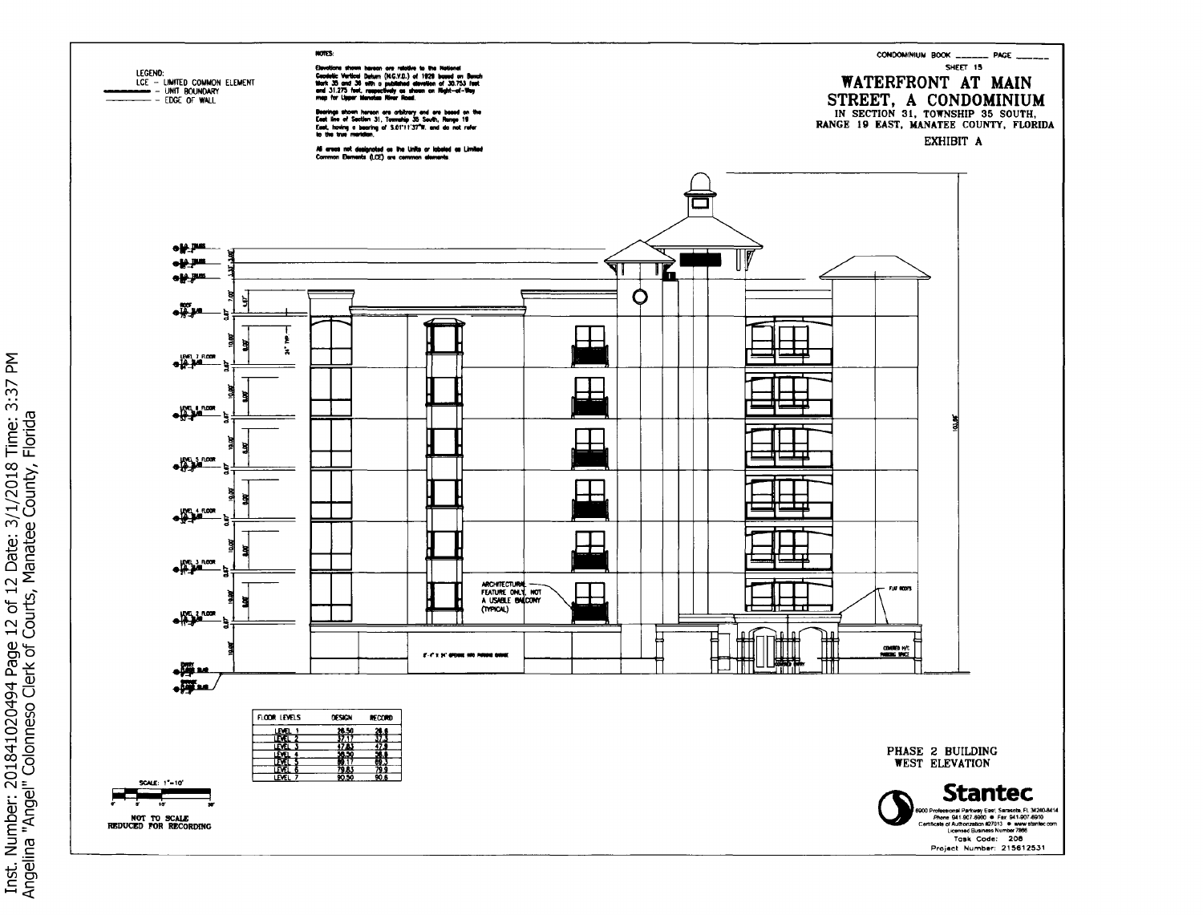CONDOMINIUM BOOK _______ PAGE _______

SHEET 15

# WATERFRONT AT MAIN STREET, A CONDOMINIUM

IN SECTION 31, TOWNSHIP 35 SOUTH, RANGE 19 EAST, MANATEE COUNTY, FLORIDA

EXHIBIT A

LEGEND:
LCE – LIMITED COMMON ELEMENT
— UNIT BOUNDARY
— EDGE OF WALL

NOTES:

Elevations shown hereon are relative to the National Geodetic Vertical Datum (N.G.V.D.) of 1929 based on Bench Mark 35 and 36 with a published elevation of 30.753 feet and 31.275 feet, respectively as shown on Right-of-Way map for Upper Manatee River Road.

Bearings shown hereon are arbitrary and are based on the East line of Section 31, Township 35 South, Range 19 East, having a bearing of S.01°11'37"W. and do not refer to the true meridian.

All areas not designated as the Units or labeled as Limited Common Elements (LCE) are common elements.

ARCHITECTURAL FEATURE ONLY, NOT A USABLE BALCONY (TYPICAL)

FLAT ROOFS

COVERED H/C PARKING SPACE

COVERED ENTRY

| FLOOR LEVELS | DESIGN | RECORD |
|---|---|---|
| LEVEL 1 | 26.50 | 26.6 |
| LEVEL 2 | 37.17 | 37.3 |
| LEVEL 3 | 47.83 | 47.9 |
| LEVEL 4 | 58.50 | 58.8 |
| LEVEL 5 | 69.17 | 69.3 |
| LEVEL 6 | 79.83 | 79.9 |
| LEVEL 7 | 90.50 | 90.6 |

SCALE: 1"=10'

NOT TO SCALE REDUCED FOR RECORDING

PHASE 2 BUILDING WEST ELEVATION

Stantec
6900 Professional Parkway East, Sarasota, FL 34240-8414
Phone 941.907.6900 • Fax 941.907.6910
Certificate of Authorization #27013 • www.stantec.com
Licensed Business Number 7866
Task Code: 206
Project Number: 215612531

Inst. Number: 201841020494 Page 12 of 12 Date: 3/1/2018 Time: 3:37 PM
Angelina "Angel" Colonneso Clerk of Courts, Manatee County, Florida